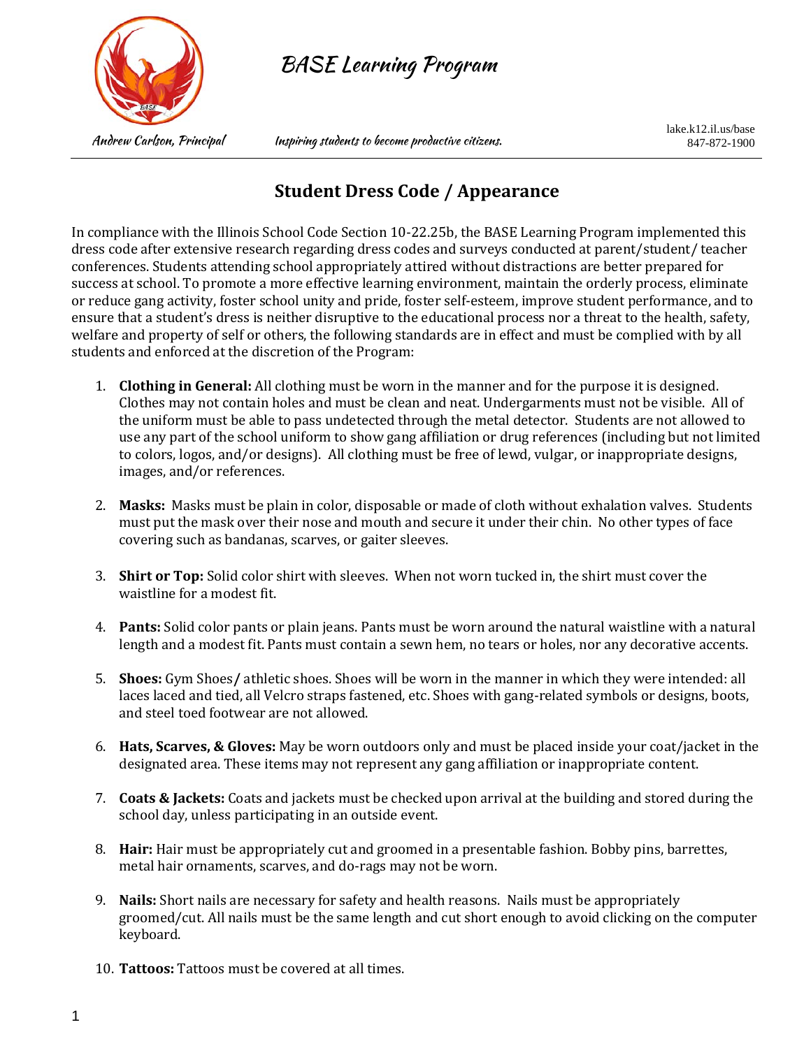# BASE Learning Program

Andrew Carlson, Principal

*Inspiring students to become productive citizens.*

lake.k12.il.us/base
847-872-1900

## Student Dress Code / Appearance

In compliance with the Illinois School Code Section 10-22.25b, the BASE Learning Program implemented this dress code after extensive research regarding dress codes and surveys conducted at parent/student/ teacher conferences. Students attending school appropriately attired without distractions are better prepared for success at school. To promote a more effective learning environment, maintain the orderly process, eliminate or reduce gang activity, foster school unity and pride, foster self-esteem, improve student performance, and to ensure that a student's dress is neither disruptive to the educational process nor a threat to the health, safety, welfare and property of self or others, the following standards are in effect and must be complied with by all students and enforced at the discretion of the Program:

1. **Clothing in General:** All clothing must be worn in the manner and for the purpose it is designed. Clothes may not contain holes and must be clean and neat. Undergarments must not be visible. All of the uniform must be able to pass undetected through the metal detector. Students are not allowed to use any part of the school uniform to show gang affiliation or drug references (including but not limited to colors, logos, and/or designs). All clothing must be free of lewd, vulgar, or inappropriate designs, images, and/or references.

2. **Masks:** Masks must be plain in color, disposable or made of cloth without exhalation valves. Students must put the mask over their nose and mouth and secure it under their chin. No other types of face covering such as bandanas, scarves, or gaiter sleeves.

3. **Shirt or Top:** Solid color shirt with sleeves. When not worn tucked in, the shirt must cover the waistline for a modest fit.

4. **Pants:** Solid color pants or plain jeans. Pants must be worn around the natural waistline with a natural length and a modest fit. Pants must contain a sewn hem, no tears or holes, nor any decorative accents.

5. **Shoes:** Gym Shoes/ athletic shoes. Shoes will be worn in the manner in which they were intended: all laces laced and tied, all Velcro straps fastened, etc. Shoes with gang-related symbols or designs, boots, and steel toed footwear are not allowed.

6. **Hats, Scarves, & Gloves:** May be worn outdoors only and must be placed inside your coat/jacket in the designated area. These items may not represent any gang affiliation or inappropriate content.

7. **Coats & Jackets:** Coats and jackets must be checked upon arrival at the building and stored during the school day, unless participating in an outside event.

8. **Hair:** Hair must be appropriately cut and groomed in a presentable fashion. Bobby pins, barrettes, metal hair ornaments, scarves, and do-rags may not be worn.

9. **Nails:** Short nails are necessary for safety and health reasons. Nails must be appropriately groomed/cut. All nails must be the same length and cut short enough to avoid clicking on the computer keyboard.

10. **Tattoos:** Tattoos must be covered at all times.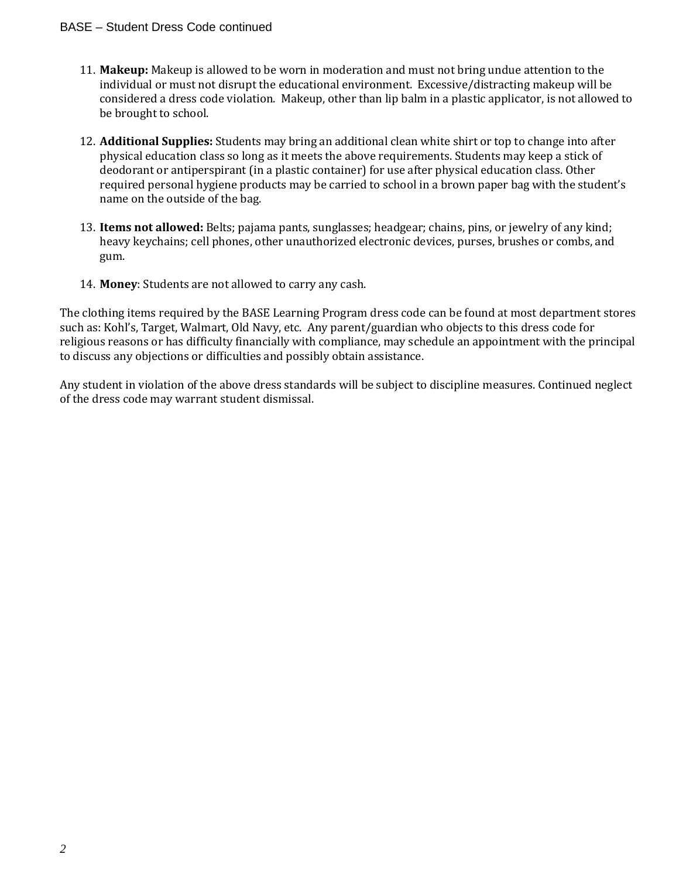11. **Makeup:** Makeup is allowed to be worn in moderation and must not bring undue attention to the individual or must not disrupt the educational environment. Excessive/distracting makeup will be considered a dress code violation. Makeup, other than lip balm in a plastic applicator, is not allowed to be brought to school.

12. **Additional Supplies:** Students may bring an additional clean white shirt or top to change into after physical education class so long as it meets the above requirements. Students may keep a stick of deodorant or antiperspirant (in a plastic container) for use after physical education class. Other required personal hygiene products may be carried to school in a brown paper bag with the student's name on the outside of the bag.

13. **Items not allowed:** Belts; pajama pants, sunglasses; headgear; chains, pins, or jewelry of any kind; heavy keychains; cell phones, other unauthorized electronic devices, purses, brushes or combs, and gum.

14. **Money**: Students are not allowed to carry any cash.

The clothing items required by the BASE Learning Program dress code can be found at most department stores such as: Kohl's, Target, Walmart, Old Navy, etc. Any parent/guardian who objects to this dress code for religious reasons or has difficulty financially with compliance, may schedule an appointment with the principal to discuss any objections or difficulties and possibly obtain assistance.

Any student in violation of the above dress standards will be subject to discipline measures. Continued neglect of the dress code may warrant student dismissal.